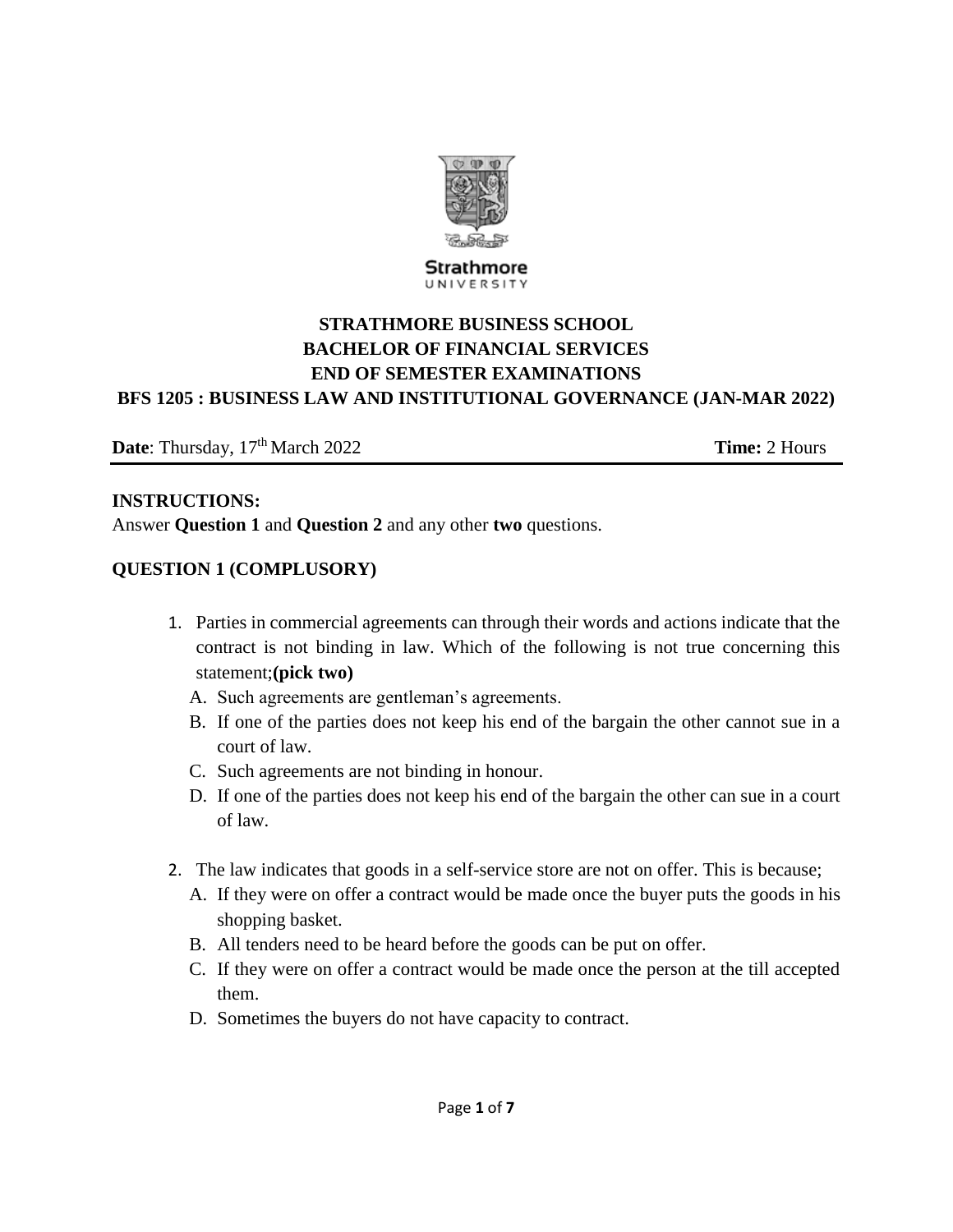Strathmore UNIVERSITY

# STRATHMORE BUSINESS SCHOOL
## BACHELOR OF FINANCIAL SERVICES
## END OF SEMESTER EXAMINATIONS
## BFS 1205 : BUSINESS LAW AND INSTITUTIONAL GOVERNANCE (JAN-MAR 2022)

**Date**: Thursday, 17th March 2022 **Time:** 2 Hours

**INSTRUCTIONS:**
Answer **Question 1** and **Question 2** and any other **two** questions.

**QUESTION 1 (COMPLUSORY)**

1. Parties in commercial agreements can through their words and actions indicate that the contract is not binding in law. Which of the following is not true concerning this statement;**(pick two)**
   A. Such agreements are gentleman's agreements.
   B. If one of the parties does not keep his end of the bargain the other cannot sue in a court of law.
   C. Such agreements are not binding in honour.
   D. If one of the parties does not keep his end of the bargain the other can sue in a court of law.

2. The law indicates that goods in a self-service store are not on offer. This is because;
   A. If they were on offer a contract would be made once the buyer puts the goods in his shopping basket.
   B. All tenders need to be heard before the goods can be put on offer.
   C. If they were on offer a contract would be made once the person at the till accepted them.
   D. Sometimes the buyers do not have capacity to contract.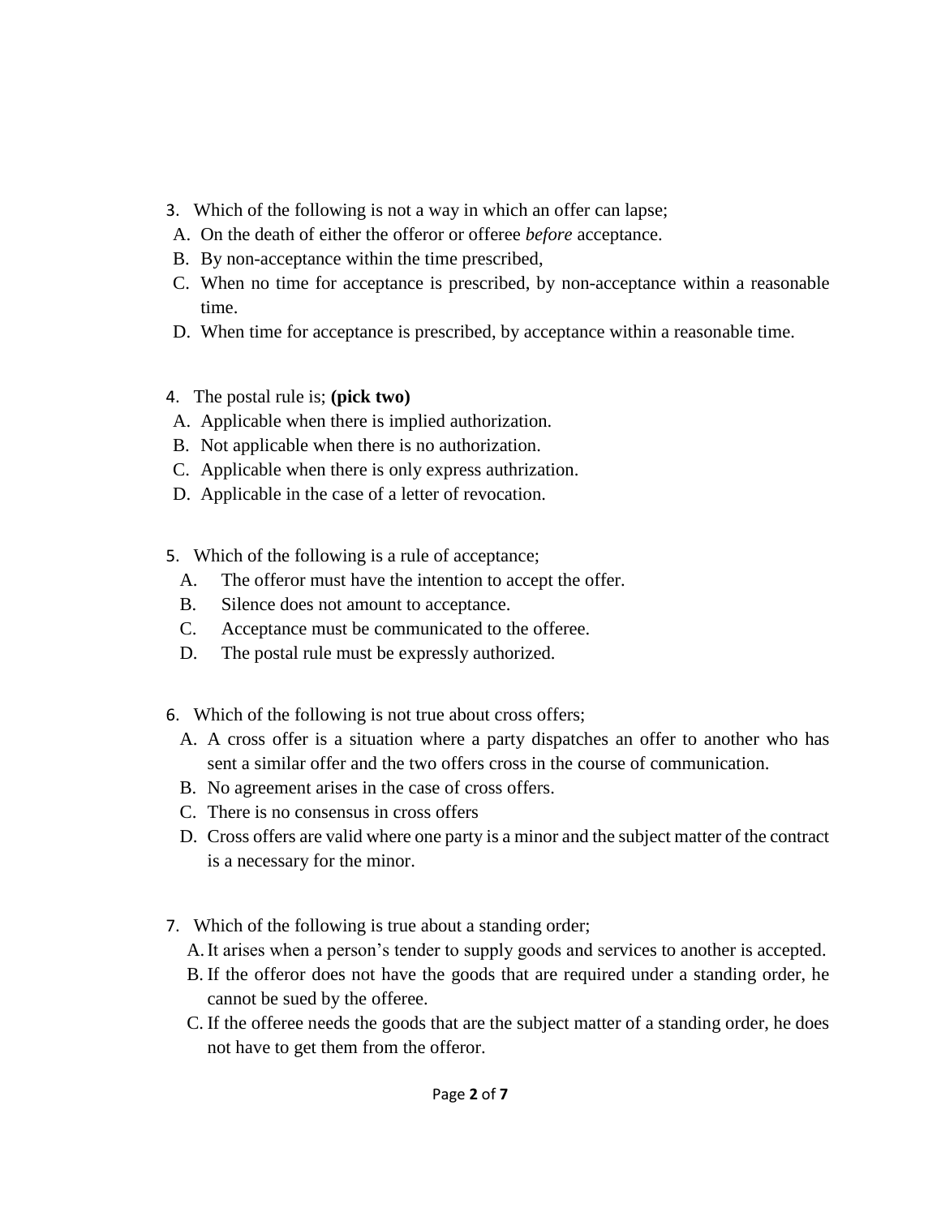3. Which of the following is not a way in which an offer can lapse;

A. On the death of either the offeror or offeree *before* acceptance.
B. By non-acceptance within the time prescribed,
C. When no time for acceptance is prescribed, by non-acceptance within a reasonable time.
D. When time for acceptance is prescribed, by acceptance within a reasonable time.

4. The postal rule is; **(pick two)**

A. Applicable when there is implied authorization.
B. Not applicable when there is no authorization.
C. Applicable when there is only express authrization.
D. Applicable in the case of a letter of revocation.

5. Which of the following is a rule of acceptance;

A. The offeror must have the intention to accept the offer.
B. Silence does not amount to acceptance.
C. Acceptance must be communicated to the offeree.
D. The postal rule must be expressly authorized.

6. Which of the following is not true about cross offers;

A. A cross offer is a situation where a party dispatches an offer to another who has sent a similar offer and the two offers cross in the course of communication.
B. No agreement arises in the case of cross offers.
C. There is no consensus in cross offers
D. Cross offers are valid where one party is a minor and the subject matter of the contract is a necessary for the minor.

7. Which of the following is true about a standing order;

A. It arises when a person's tender to supply goods and services to another is accepted.
B. If the offeror does not have the goods that are required under a standing order, he cannot be sued by the offeree.
C. If the offeree needs the goods that are the subject matter of a standing order, he does not have to get them from the offeror.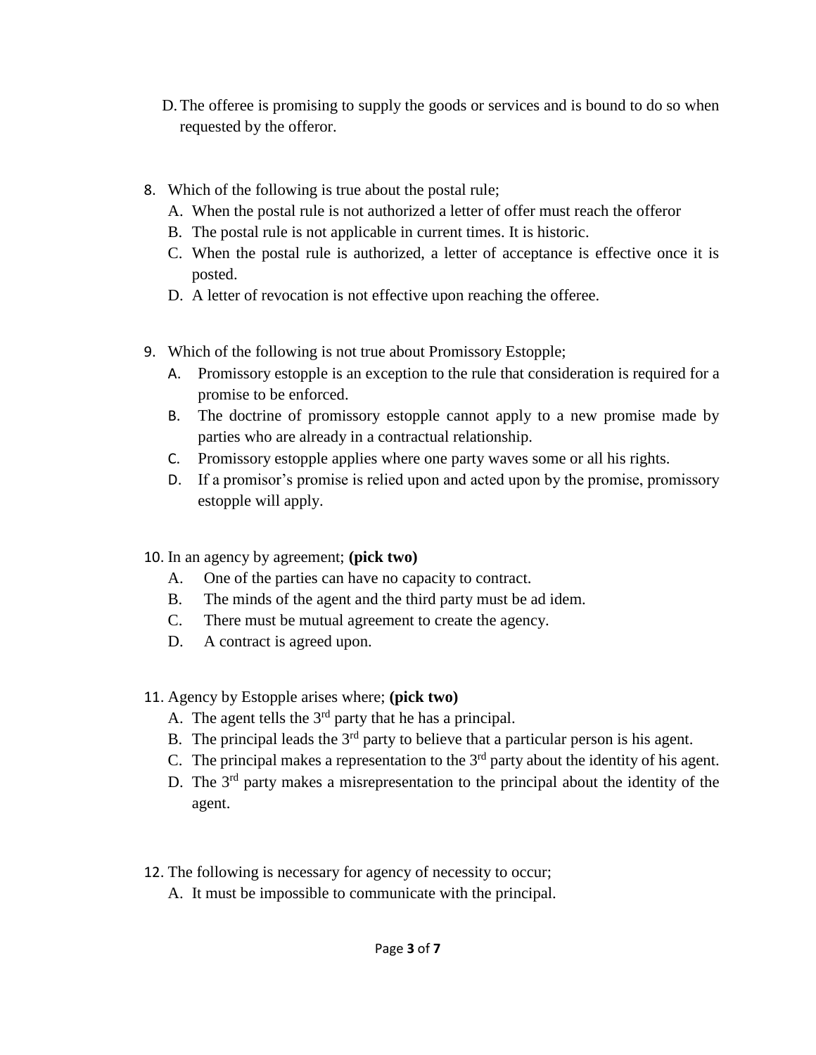D. The offeree is promising to supply the goods or services and is bound to do so when requested by the offeror.

8. Which of the following is true about the postal rule;
   A. When the postal rule is not authorized a letter of offer must reach the offeror
   B. The postal rule is not applicable in current times. It is historic.
   C. When the postal rule is authorized, a letter of acceptance is effective once it is posted.
   D. A letter of revocation is not effective upon reaching the offeree.

9. Which of the following is not true about Promissory Estopple;
   A. Promissory estopple is an exception to the rule that consideration is required for a promise to be enforced.
   B. The doctrine of promissory estopple cannot apply to a new promise made by parties who are already in a contractual relationship.
   C. Promissory estopple applies where one party waves some or all his rights.
   D. If a promisor's promise is relied upon and acted upon by the promise, promissory estopple will apply.

10. In an agency by agreement; **(pick two)**
    A. One of the parties can have no capacity to contract.
    B. The minds of the agent and the third party must be ad idem.
    C. There must be mutual agreement to create the agency.
    D. A contract is agreed upon.

11. Agency by Estopple arises where; **(pick two)**
    A. The agent tells the 3rd party that he has a principal.
    B. The principal leads the 3rd party to believe that a particular person is his agent.
    C. The principal makes a representation to the 3rd party about the identity of his agent.
    D. The 3rd party makes a misrepresentation to the principal about the identity of the agent.

12. The following is necessary for agency of necessity to occur;
    A. It must be impossible to communicate with the principal.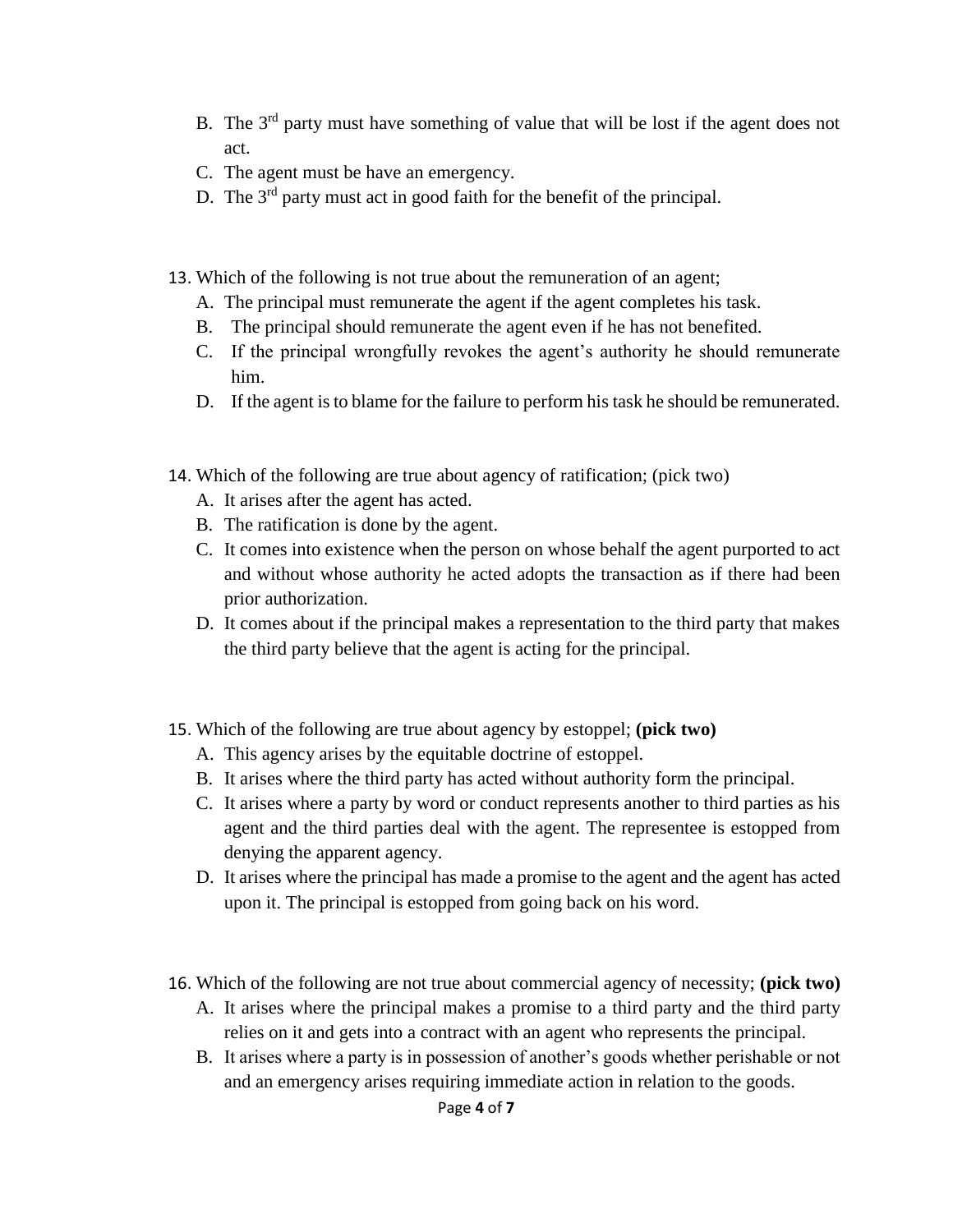B. The 3rd party must have something of value that will be lost if the agent does not act.
C. The agent must be have an emergency.
D. The 3rd party must act in good faith for the benefit of the principal.

13. Which of the following is not true about the remuneration of an agent;
    A. The principal must remunerate the agent if the agent completes his task.
    B. The principal should remunerate the agent even if he has not benefited.
    C. If the principal wrongfully revokes the agent's authority he should remunerate him.
    D. If the agent is to blame for the failure to perform his task he should be remunerated.

14. Which of the following are true about agency of ratification; (pick two)
    A. It arises after the agent has acted.
    B. The ratification is done by the agent.
    C. It comes into existence when the person on whose behalf the agent purported to act and without whose authority he acted adopts the transaction as if there had been prior authorization.
    D. It comes about if the principal makes a representation to the third party that makes the third party believe that the agent is acting for the principal.

15. Which of the following are true about agency by estoppel; **(pick two)**
    A. This agency arises by the equitable doctrine of estoppel.
    B. It arises where the third party has acted without authority form the principal.
    C. It arises where a party by word or conduct represents another to third parties as his agent and the third parties deal with the agent. The representee is estopped from denying the apparent agency.
    D. It arises where the principal has made a promise to the agent and the agent has acted upon it. The principal is estopped from going back on his word.

16. Which of the following are not true about commercial agency of necessity; **(pick two)**
    A. It arises where the principal makes a promise to a third party and the third party relies on it and gets into a contract with an agent who represents the principal.
    B. It arises where a party is in possession of another's goods whether perishable or not and an emergency arises requiring immediate action in relation to the goods.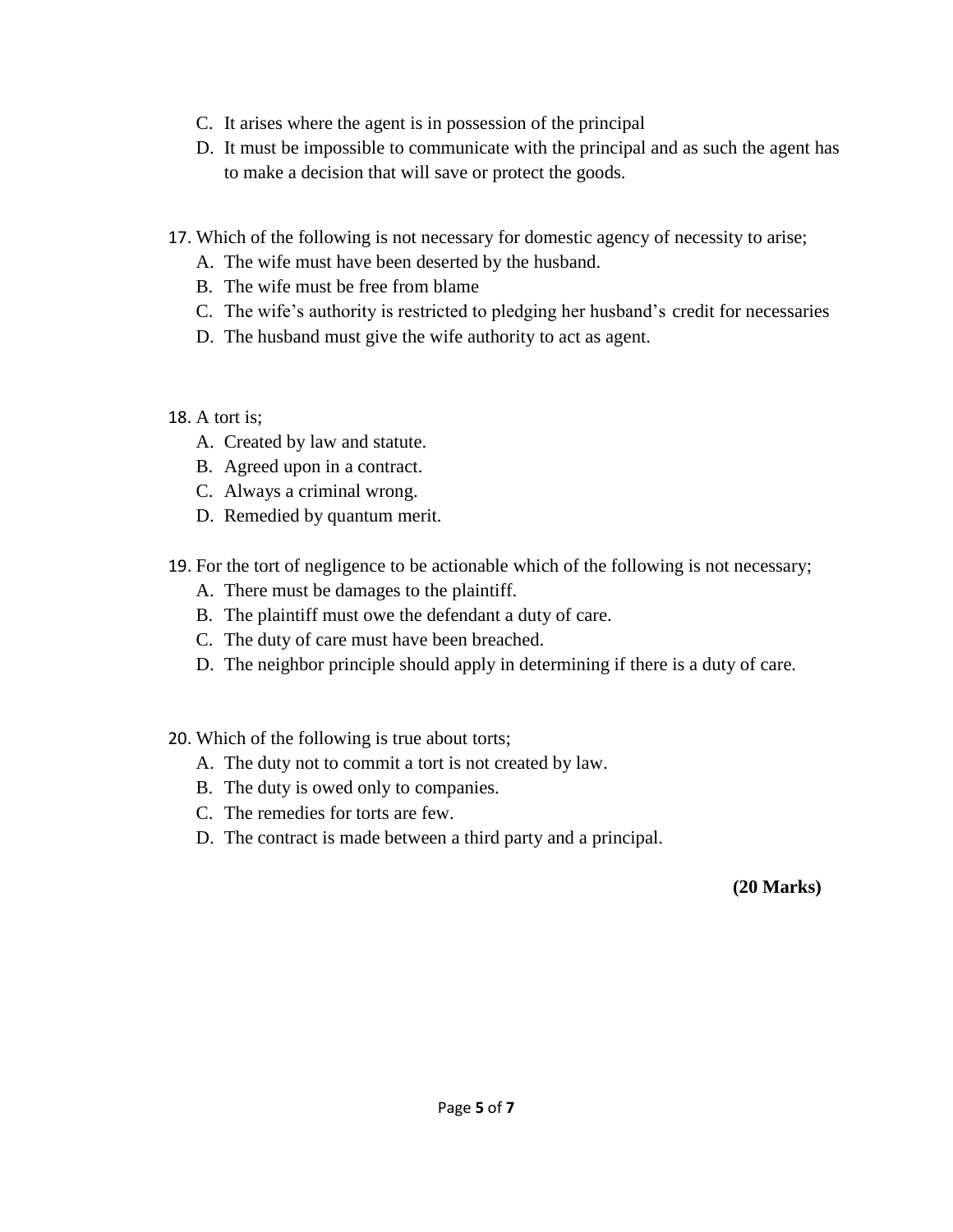C. It arises where the agent is in possession of the principal

D. It must be impossible to communicate with the principal and as such the agent has to make a decision that will save or protect the goods.

17. Which of the following is not necessary for domestic agency of necessity to arise;
    A. The wife must have been deserted by the husband.
    B. The wife must be free from blame
    C. The wife's authority is restricted to pledging her husband's credit for necessaries
    D. The husband must give the wife authority to act as agent.

18. A tort is;
    A. Created by law and statute.
    B. Agreed upon in a contract.
    C. Always a criminal wrong.
    D. Remedied by quantum merit.

19. For the tort of negligence to be actionable which of the following is not necessary;
    A. There must be damages to the plaintiff.
    B. The plaintiff must owe the defendant a duty of care.
    C. The duty of care must have been breached.
    D. The neighbor principle should apply in determining if there is a duty of care.

20. Which of the following is true about torts;
    A. The duty not to commit a tort is not created by law.
    B. The duty is owed only to companies.
    C. The remedies for torts are few.
    D. The contract is made between a third party and a principal.

**(20 Marks)**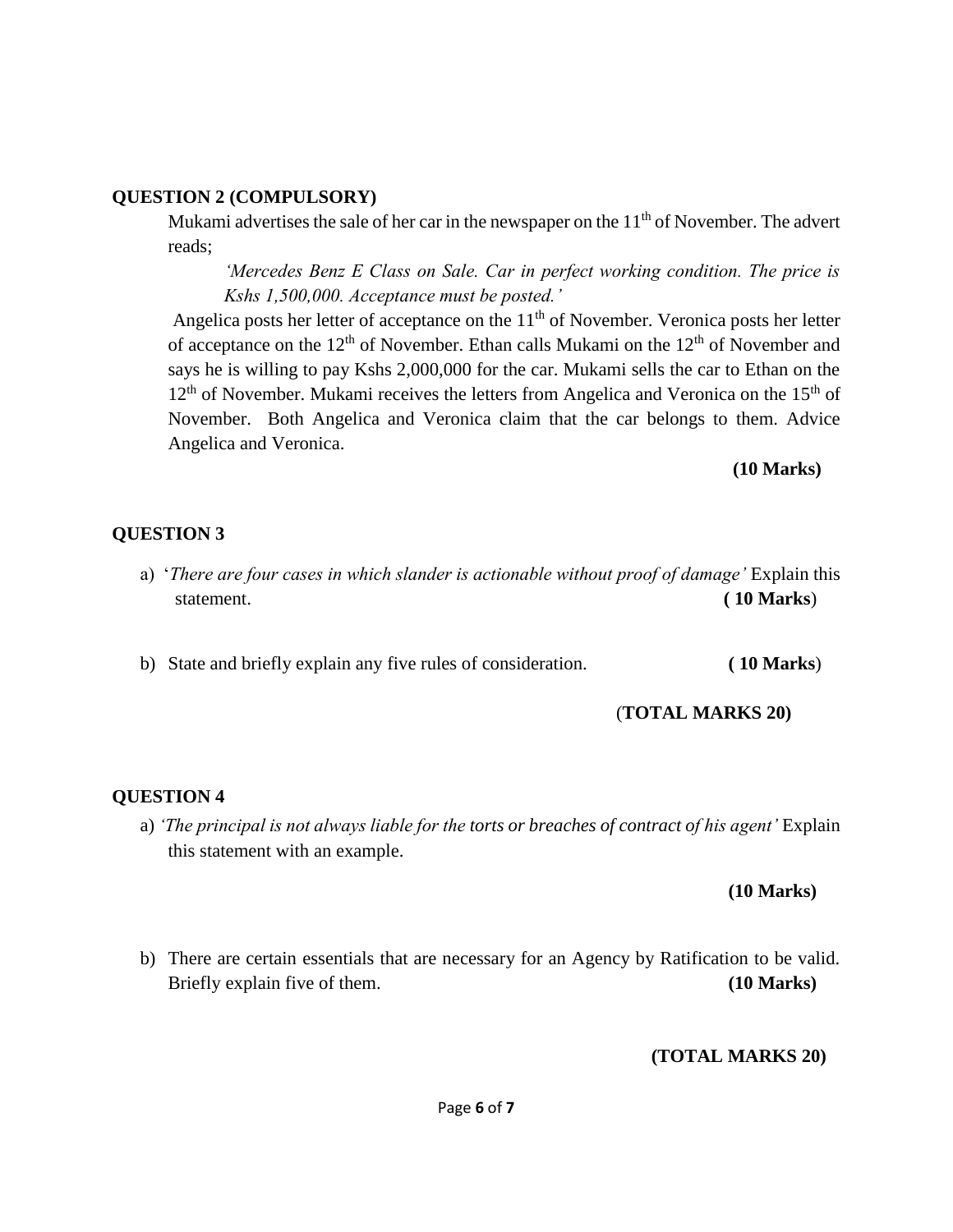**QUESTION 2 (COMPULSORY)**

Mukami advertises the sale of her car in the newspaper on the 11th of November. The advert reads;

> *'Mercedes Benz E Class on Sale. Car in perfect working condition. The price is Kshs 1,500,000. Acceptance must be posted.'*

Angelica posts her letter of acceptance on the 11th of November. Veronica posts her letter of acceptance on the 12th of November. Ethan calls Mukami on the 12th of November and says he is willing to pay Kshs 2,000,000 for the car. Mukami sells the car to Ethan on the 12th of November. Mukami receives the letters from Angelica and Veronica on the 15th of November. Both Angelica and Veronica claim that the car belongs to them. Advice Angelica and Veronica.

**(10 Marks)**

**QUESTION 3**

a) '*There are four cases in which slander is actionable without proof of damage'* Explain this statement. **( 10 Marks**)

b) State and briefly explain any five rules of consideration. **( 10 Marks**)

(**TOTAL MARKS 20)**

**QUESTION 4**

a) *'The principal is not always liable for the torts or breaches of contract of his agent'* Explain this statement with an example.

**(10 Marks)**

b) There are certain essentials that are necessary for an Agency by Ratification to be valid. Briefly explain five of them. **(10 Marks)**

**(TOTAL MARKS 20)**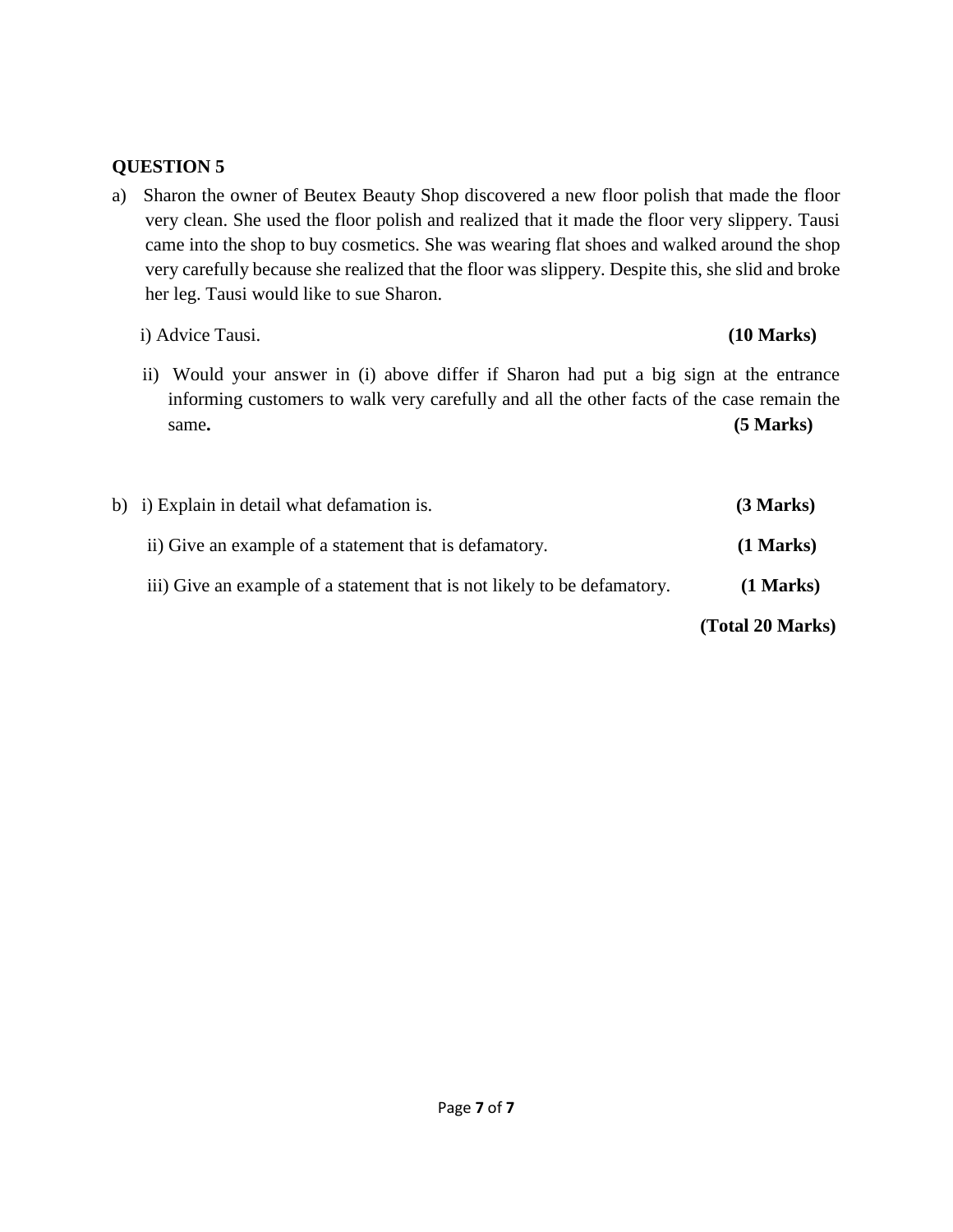**QUESTION 5**

a) Sharon the owner of Beutex Beauty Shop discovered a new floor polish that made the floor very clean. She used the floor polish and realized that it made the floor very slippery. Tausi came into the shop to buy cosmetics. She was wearing flat shoes and walked around the shop very carefully because she realized that the floor was slippery. Despite this, she slid and broke her leg. Tausi would like to sue Sharon.

i) Advice Tausi. **(10 Marks)**

ii) Would your answer in (i) above differ if Sharon had put a big sign at the entrance informing customers to walk very carefully and all the other facts of the case remain the same**.** **(5 Marks)**

b) i) Explain in detail what defamation is. **(3 Marks)**

ii) Give an example of a statement that is defamatory. **(1 Marks)**

iii) Give an example of a statement that is not likely to be defamatory. **(1 Marks)**

**(Total 20 Marks)**